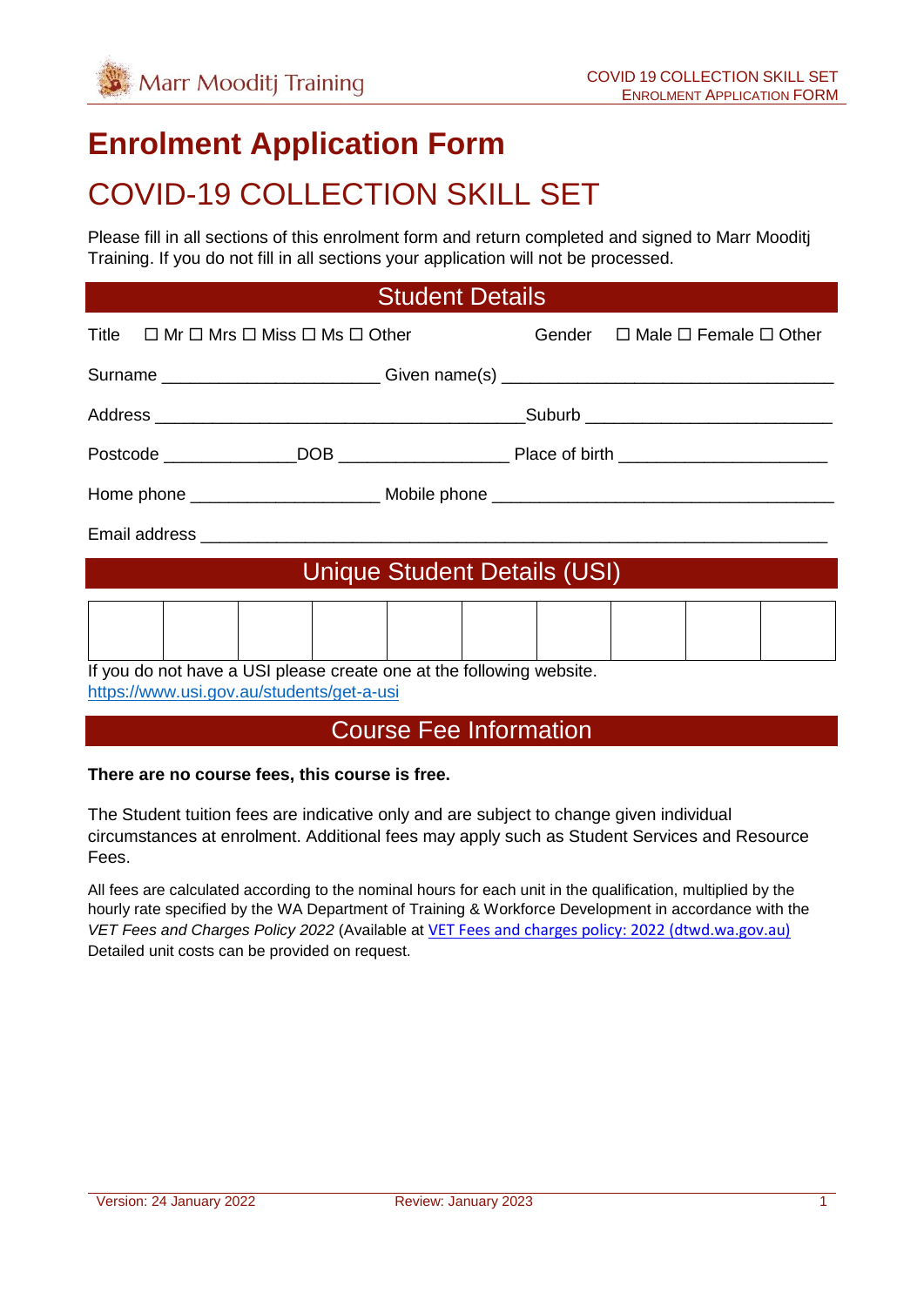# Enrolment Application Form

## COVID-19 COLLECTION SKILL SET

Please fill in all sections of this enrolment form and return completed and signed to Marr Mooditj Training. If you do not fill in all sections your application will not be processed.

### Student Details

Title ☐ Mr ☐ Mrs ☐ Miss ☐ Ms ☐ Other Gender ☐ Male ☐ Female ☐ Other

Surname ______________________ Given name(s) ___________________________________

Address _______________________________________Suburb _________________________

Postcode _____________DOB __________________ Place of birth _____________________

Home phone ___________________ Mobile phone __________________________________

Email address _________________________________________________________________

### Unique Student Details (USI)

| | | | | | | | | | |
|---|---|---|---|---|---|---|---|---|---|
| | | | | | | | | | |

If you do not have a USI please create one at the following website.
https://www.usi.gov.au/students/get-a-usi

### Course Fee Information

**There are no course fees, this course is free.**

The Student tuition fees are indicative only and are subject to change given individual circumstances at enrolment. Additional fees may apply such as Student Services and Resource Fees.

All fees are calculated according to the nominal hours for each unit in the qualification, multiplied by the hourly rate specified by the WA Department of Training & Workforce Development in accordance with the *VET Fees and Charges Policy 2022* (Available at VET Fees and charges policy: 2022 (dtwd.wa.gov.au) Detailed unit costs can be provided on request.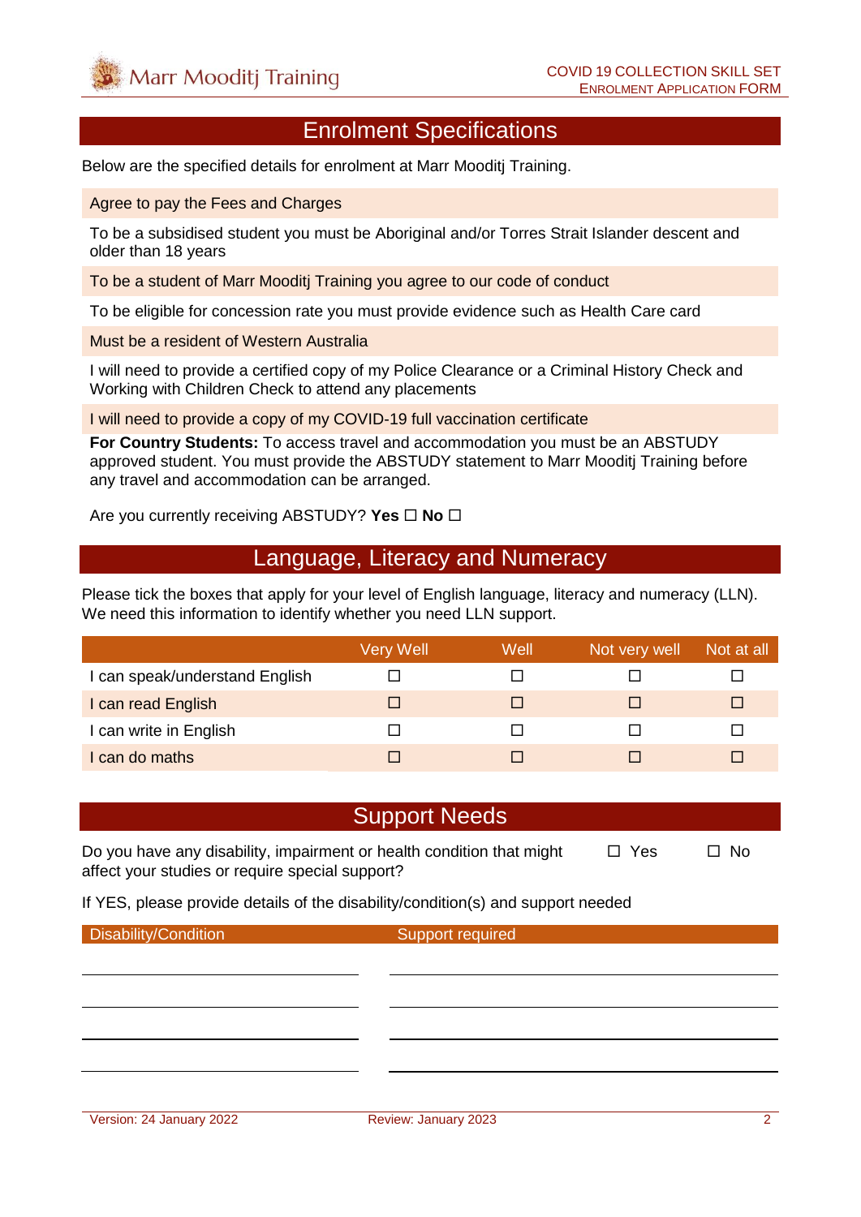## Enrolment Specifications

Below are the specified details for enrolment at Marr Mooditj Training.

Agree to pay the Fees and Charges

To be a subsidised student you must be Aboriginal and/or Torres Strait Islander descent and older than 18 years

To be a student of Marr Mooditj Training you agree to our code of conduct

To be eligible for concession rate you must provide evidence such as Health Care card

Must be a resident of Western Australia

I will need to provide a certified copy of my Police Clearance or a Criminal History Check and Working with Children Check to attend any placements

I will need to provide a copy of my COVID-19 full vaccination certificate

**For Country Students:** To access travel and accommodation you must be an ABSTUDY approved student. You must provide the ABSTUDY statement to Marr Mooditj Training before any travel and accommodation can be arranged.

Are you currently receiving ABSTUDY? **Yes** ☐ **No** ☐

## Language, Literacy and Numeracy

Please tick the boxes that apply for your level of English language, literacy and numeracy (LLN). We need this information to identify whether you need LLN support.

| | Very Well | Well | Not very well | Not at all |
|---|---|---|---|---|
| I can speak/understand English | ☐ | ☐ | ☐ | ☐ |
| I can read English | ☐ | ☐ | ☐ | ☐ |
| I can write in English | ☐ | ☐ | ☐ | ☐ |
| I can do maths | ☐ | ☐ | ☐ | ☐ |

## Support Needs

Do you have any disability, impairment or health condition that might affect your studies or require special support? ☐ Yes ☐ No

If YES, please provide details of the disability/condition(s) and support needed

| Disability/Condition | Support required |
|---|---|
| | |
| | |
| | |
| | |

Version: 24 January 2022 Review: January 2023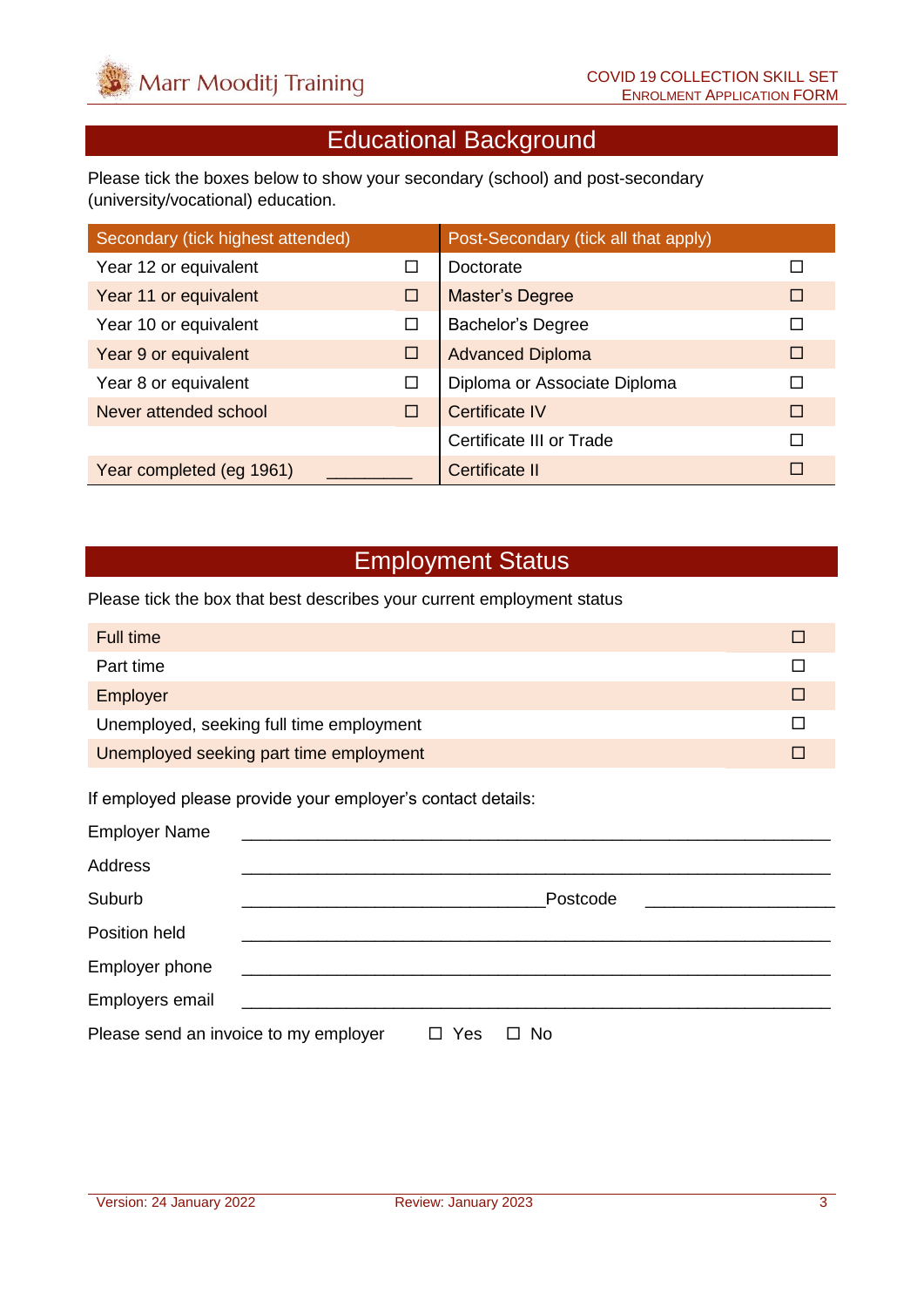## Educational Background

Please tick the boxes below to show your secondary (school) and post-secondary (university/vocational) education.

| Secondary (tick highest attended) | | Post-Secondary (tick all that apply) | |
|---|---|---|---|
| Year 12 or equivalent | ☐ | Doctorate | ☐ |
| Year 11 or equivalent | ☐ | Master's Degree | ☐ |
| Year 10 or equivalent | ☐ | Bachelor's Degree | ☐ |
| Year 9 or equivalent | ☐ | Advanced Diploma | ☐ |
| Year 8 or equivalent | ☐ | Diploma or Associate Diploma | ☐ |
| Never attended school | ☐ | Certificate IV | ☐ |
| | | Certificate III or Trade | ☐ |
| Year completed (eg 1961) | __________ | Certificate II | ☐ |

## Employment Status

Please tick the box that best describes your current employment status

| | |
|---|---|
| Full time | ☐ |
| Part time | ☐ |
| Employer | ☐ |
| Unemployed, seeking full time employment | ☐ |
| Unemployed seeking part time employment | ☐ |

If employed please provide your employer's contact details:

Employer Name ____________________________________________________________

Address ____________________________________________________________

Suburb ________________________________ Postcode ____________________

Position held ____________________________________________________________

Employer phone ____________________________________________________________

Employers email ____________________________________________________________

Please send an invoice to my employer ☐ Yes ☐ No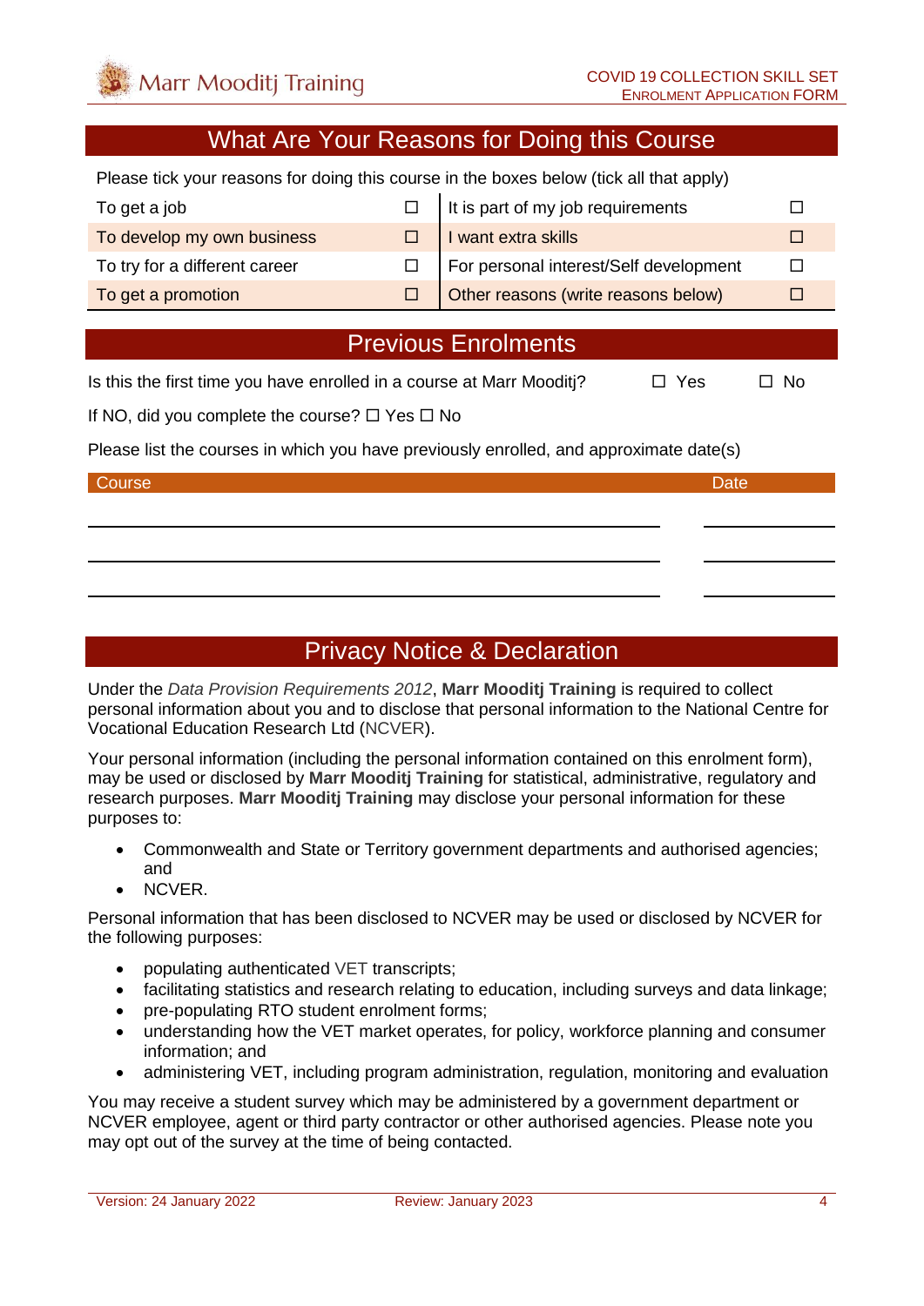## What Are Your Reasons for Doing this Course

Please tick your reasons for doing this course in the boxes below (tick all that apply)

| | | | |
|---|---|---|---|
| To get a job | ☐ | It is part of my job requirements | ☐ |
| To develop my own business | ☐ | I want extra skills | ☐ |
| To try for a different career | ☐ | For personal interest/Self development | ☐ |
| To get a promotion | ☐ | Other reasons (write reasons below) | ☐ |

## Previous Enrolments

Is this the first time you have enrolled in a course at Marr Mooditj? ☐ Yes ☐ No

If NO, did you complete the course? ☐ Yes ☐ No

Please list the courses in which you have previously enrolled, and approximate date(s)

| Course | Date |
|---|---|
| | |
| | |
| | |

## Privacy Notice & Declaration

Under the *Data Provision Requirements 2012*, **Marr Mooditj Training** is required to collect personal information about you and to disclose that personal information to the National Centre for Vocational Education Research Ltd (NCVER).

Your personal information (including the personal information contained on this enrolment form), may be used or disclosed by **Marr Mooditj Training** for statistical, administrative, regulatory and research purposes. **Marr Mooditj Training** may disclose your personal information for these purposes to:

- Commonwealth and State or Territory government departments and authorised agencies; and
- NCVER.

Personal information that has been disclosed to NCVER may be used or disclosed by NCVER for the following purposes:

- populating authenticated VET transcripts;
- facilitating statistics and research relating to education, including surveys and data linkage;
- pre-populating RTO student enrolment forms;
- understanding how the VET market operates, for policy, workforce planning and consumer information; and
- administering VET, including program administration, regulation, monitoring and evaluation

You may receive a student survey which may be administered by a government department or NCVER employee, agent or third party contractor or other authorised agencies. Please note you may opt out of the survey at the time of being contacted.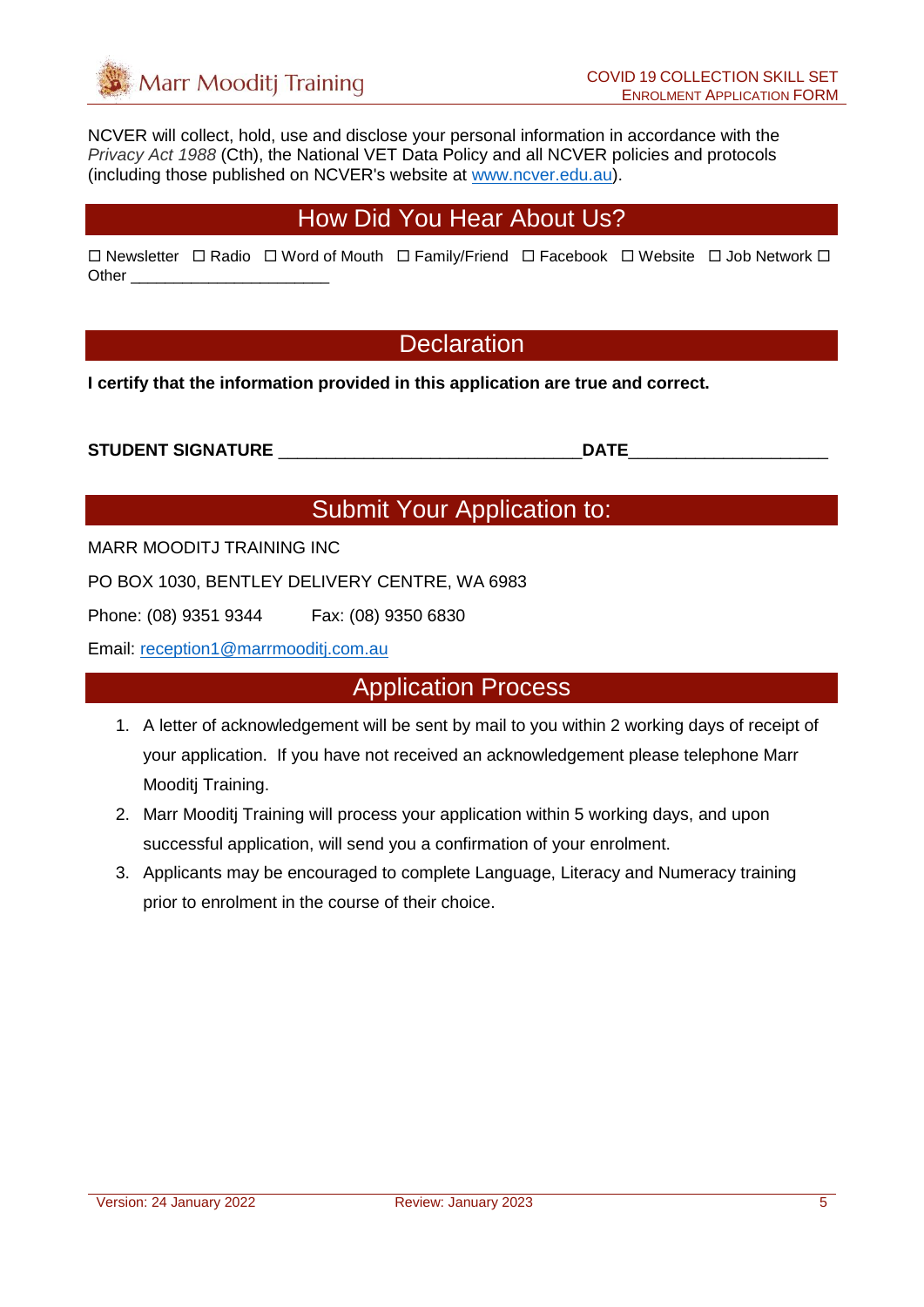NCVER will collect, hold, use and disclose your personal information in accordance with the *Privacy Act 1988* (Cth), the National VET Data Policy and all NCVER policies and protocols (including those published on NCVER's website at www.ncver.edu.au).

## How Did You Hear About Us?

☐ Newsletter ☐ Radio ☐ Word of Mouth ☐ Family/Friend ☐ Facebook ☐ Website ☐ Job Network ☐ Other ______________________

## Declaration

**I certify that the information provided in this application are true and correct.**

**STUDENT SIGNATURE** _______________________________**DATE**____________________

## Submit Your Application to:

MARR MOODITJ TRAINING INC

PO BOX 1030, BENTLEY DELIVERY CENTRE, WA 6983

Phone: (08) 9351 9344 Fax: (08) 9350 6830

Email: reception1@marrmooditj.com.au

## Application Process

1. A letter of acknowledgement will be sent by mail to you within 2 working days of receipt of your application. If you have not received an acknowledgement please telephone Marr Mooditj Training.
2. Marr Mooditj Training will process your application within 5 working days, and upon successful application, will send you a confirmation of your enrolment.
3. Applicants may be encouraged to complete Language, Literacy and Numeracy training prior to enrolment in the course of their choice.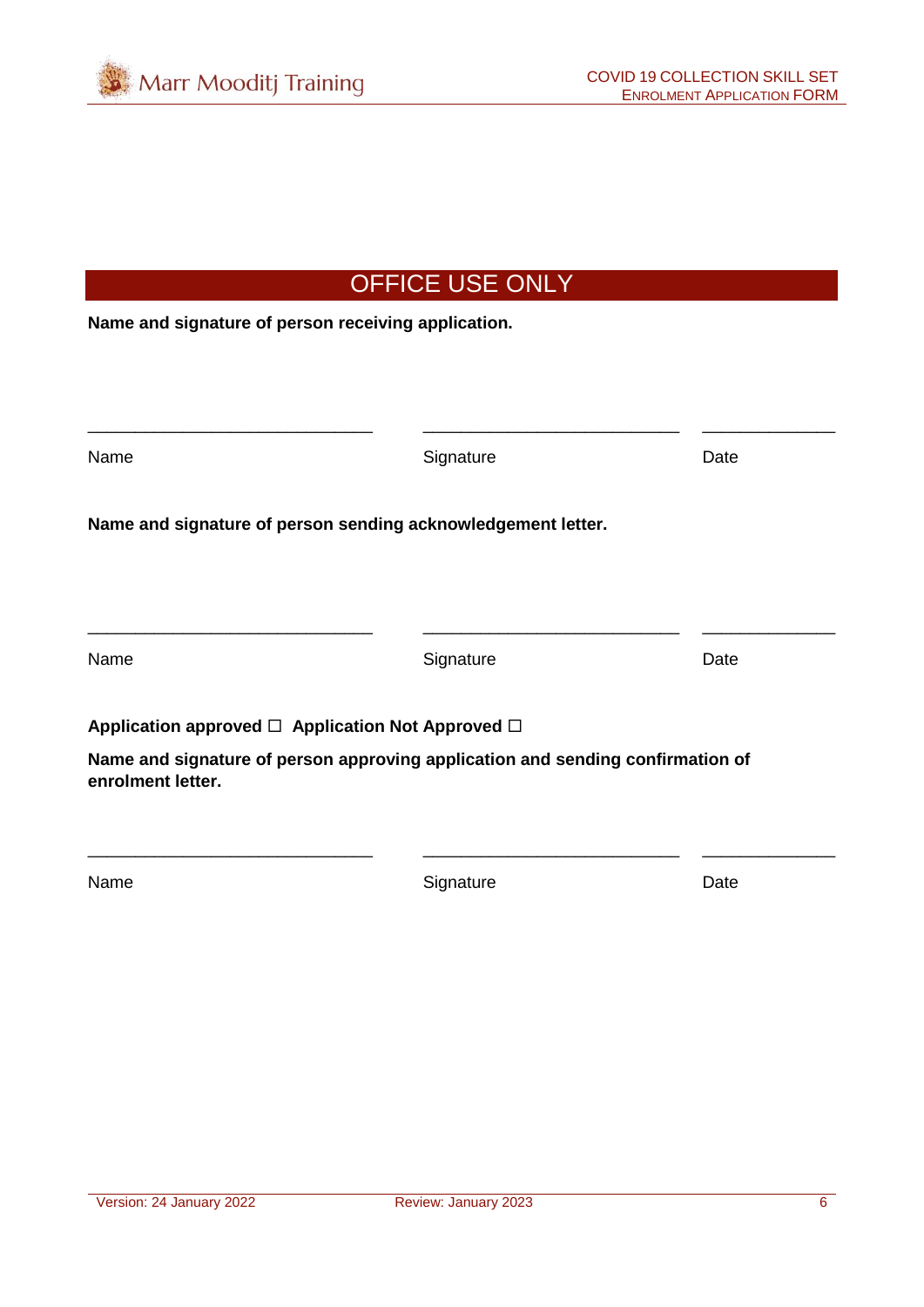## OFFICE USE ONLY

**Name and signature of person receiving application.**

\_\_\_\_\_\_\_\_\_\_\_\_\_\_\_\_\_\_\_\_\_\_\_\_\_\_\_\_\_\_ \_\_\_\_\_\_\_\_\_\_\_\_\_\_\_\_\_\_\_\_\_\_\_\_\_\_\_ \_\_\_\_\_\_\_\_\_\_\_\_\_\_

Name Signature Date

**Name and signature of person sending acknowledgement letter.**

\_\_\_\_\_\_\_\_\_\_\_\_\_\_\_\_\_\_\_\_\_\_\_\_\_\_\_\_\_\_ \_\_\_\_\_\_\_\_\_\_\_\_\_\_\_\_\_\_\_\_\_\_\_\_\_\_\_ \_\_\_\_\_\_\_\_\_\_\_\_\_\_

Name Signature Date

**Application approved ☐ Application Not Approved ☐**

**Name and signature of person approving application and sending confirmation of enrolment letter.**

\_\_\_\_\_\_\_\_\_\_\_\_\_\_\_\_\_\_\_\_\_\_\_\_\_\_\_\_\_\_ \_\_\_\_\_\_\_\_\_\_\_\_\_\_\_\_\_\_\_\_\_\_\_\_\_\_\_ \_\_\_\_\_\_\_\_\_\_\_\_\_\_

Name Signature Date